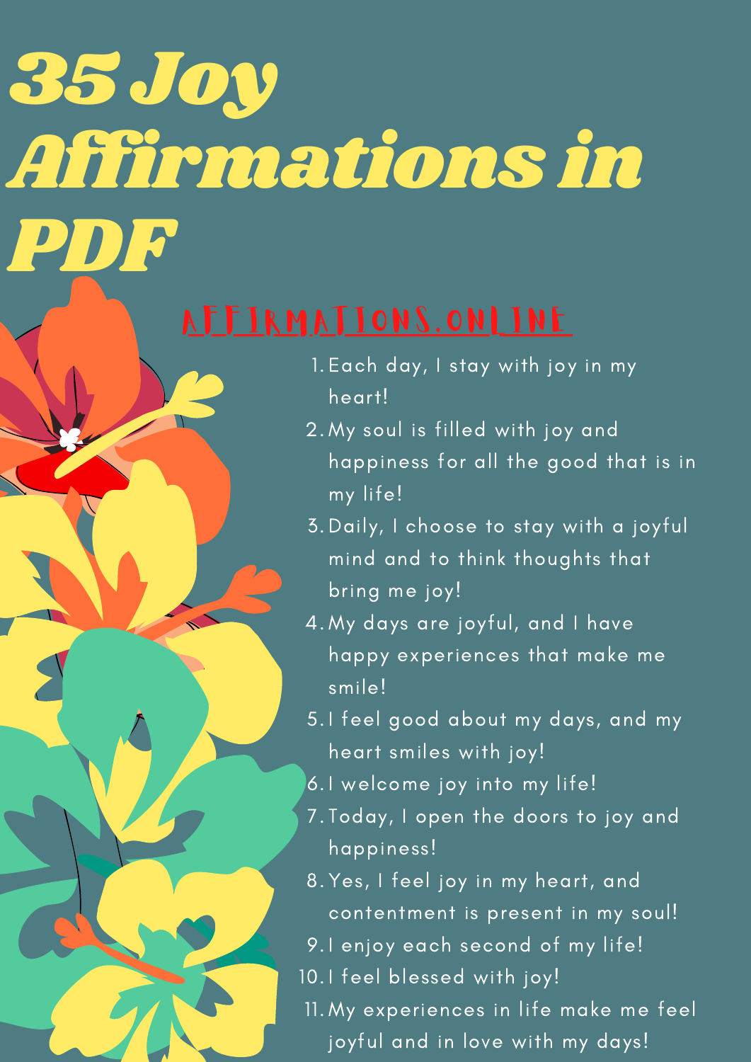# 35 Joy Affirmations in PDF

AFFIRMATIONS.ONLINE

1. Each day, I stay with joy in my heart!
2. My soul is filled with joy and happiness for all the good that is in my life!
3. Daily, I choose to stay with a joyful mind and to think thoughts that bring me joy!
4. My days are joyful, and I have happy experiences that make me smile!
5. I feel good about my days, and my heart smiles with joy!
6. I welcome joy into my life!
7. Today, I open the doors to joy and happiness!
8. Yes, I feel joy in my heart, and contentment is present in my soul!
9. I enjoy each second of my life!
10. I feel blessed with joy!
11. My experiences in life make me feel joyful and in love with my days!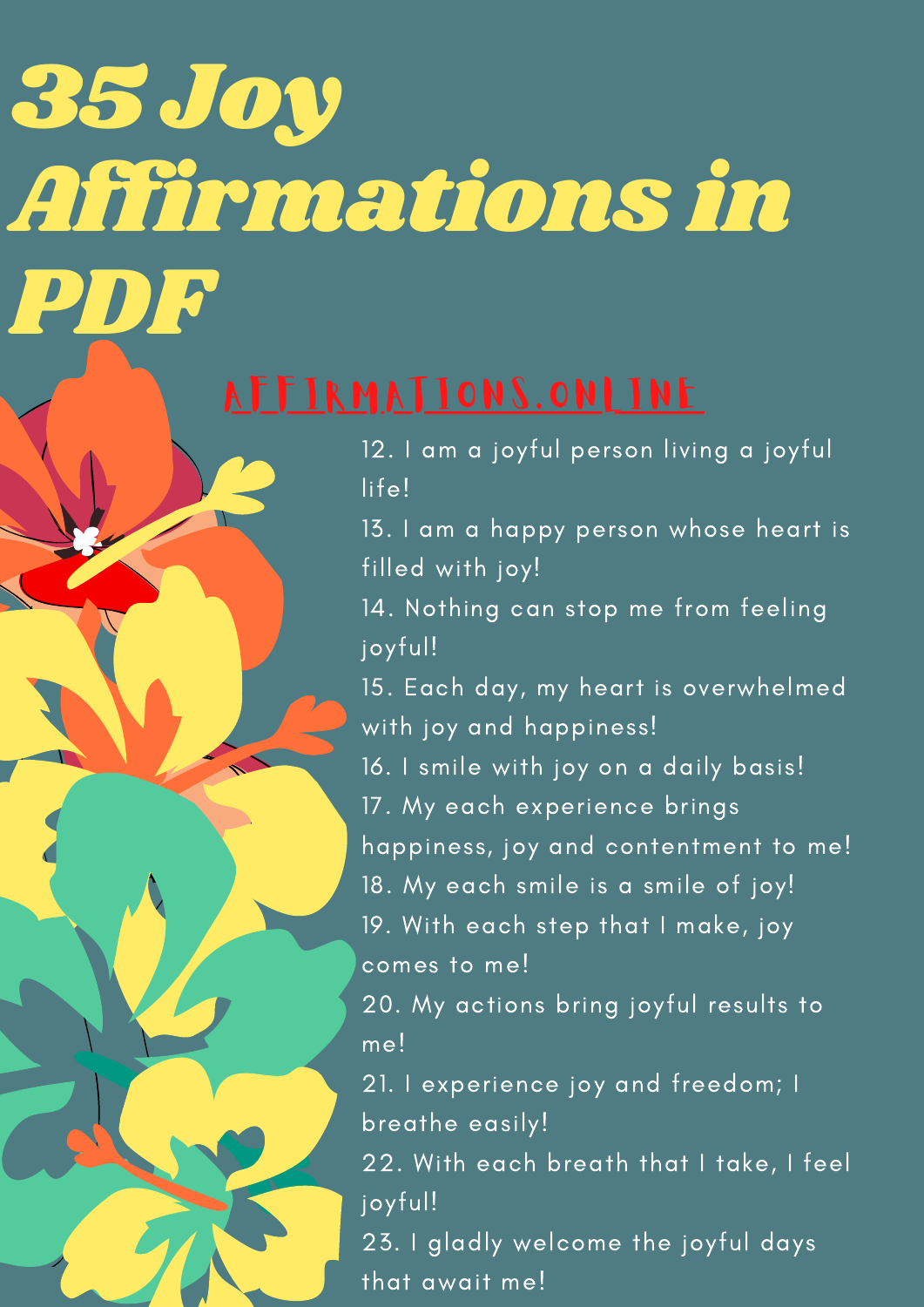# 35 Joy Affirmations in PDF

AFFIRMATIONS.ONLINE

12. I am a joyful person living a joyful life!
13. I am a happy person whose heart is filled with joy!
14. Nothing can stop me from feeling joyful!
15. Each day, my heart is overwhelmed with joy and happiness!
16. I smile with joy on a daily basis!
17. My each experience brings happiness, joy and contentment to me!
18. My each smile is a smile of joy!
19. With each step that I make, joy comes to me!
20. My actions bring joyful results to me!
21. I experience joy and freedom; I breathe easily!
22. With each breath that I take, I feel joyful!
23. I gladly welcome the joyful days that await me!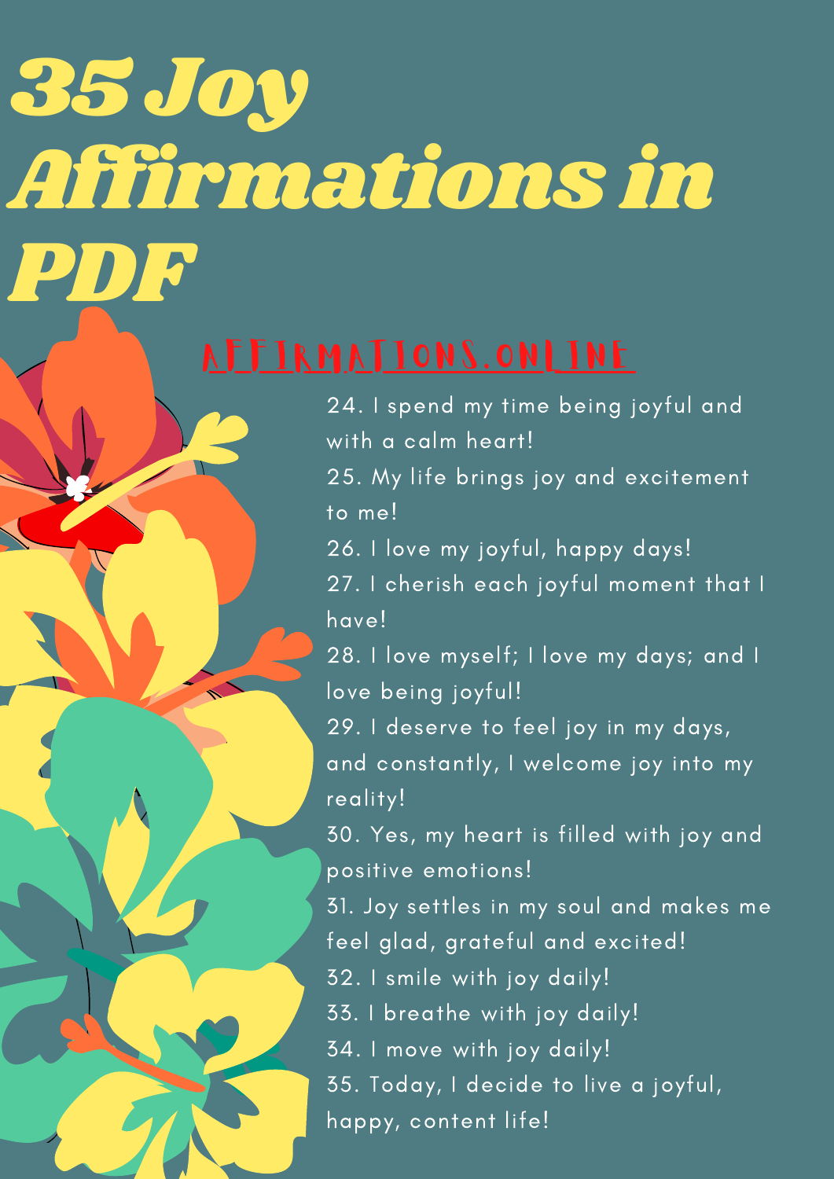# 35 Joy Affirmations in PDF

AFFIRMATIONS.ONLINE

24. I spend my time being joyful and with a calm heart!
25. My life brings joy and excitement to me!
26. I love my joyful, happy days!
27. I cherish each joyful moment that I have!
28. I love myself; I love my days; and I love being joyful!
29. I deserve to feel joy in my days, and constantly, I welcome joy into my reality!
30. Yes, my heart is filled with joy and positive emotions!
31. Joy settles in my soul and makes me feel glad, grateful and excited!
32. I smile with joy daily!
33. I breathe with joy daily!
34. I move with joy daily!
35. Today, I decide to live a joyful, happy, content life!